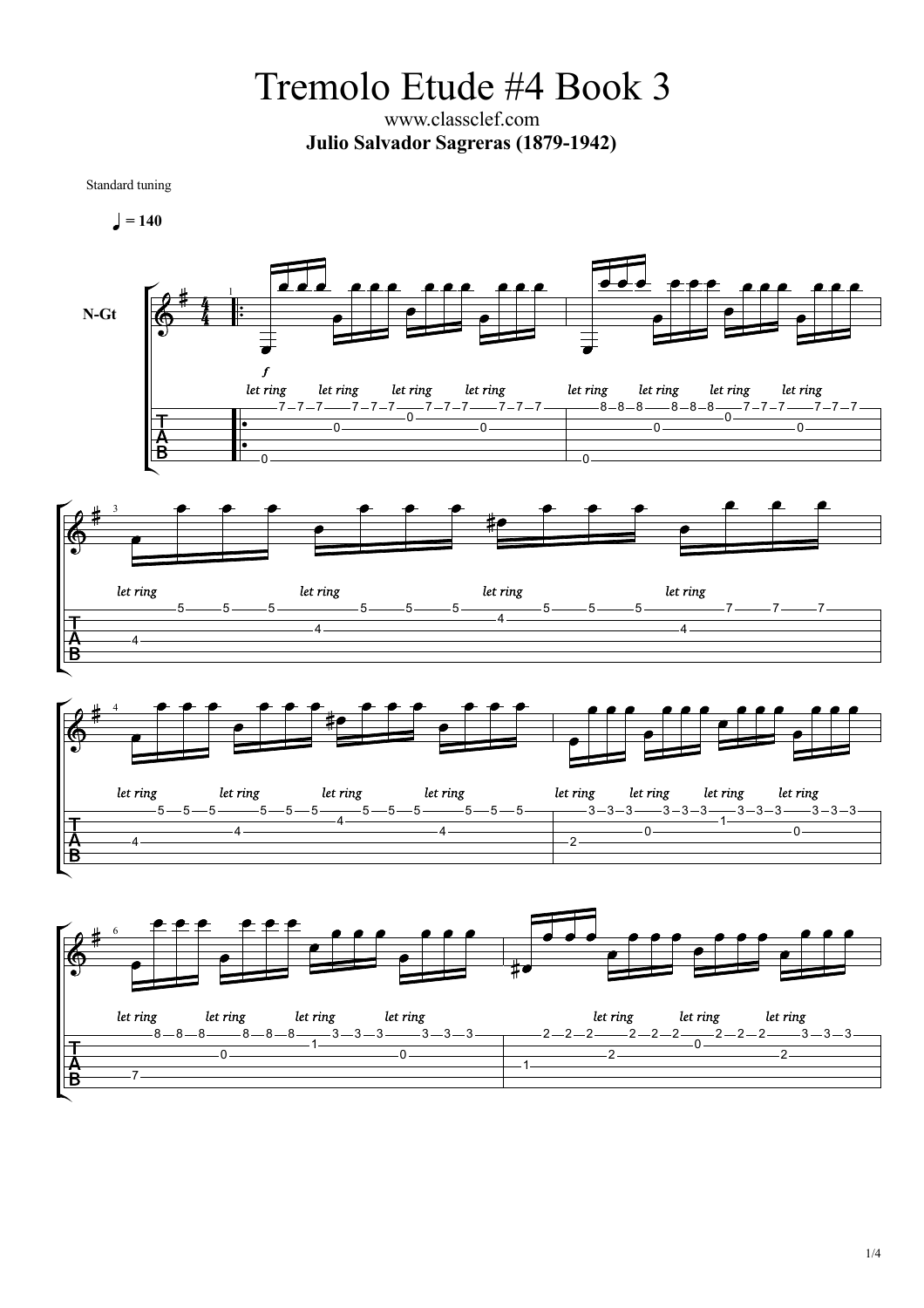# Tremolo Etude #4 Book 3

www.classclef.com

**Julio Salvador Sagreras (1879-1942)**

Standard tuning

♩ = 140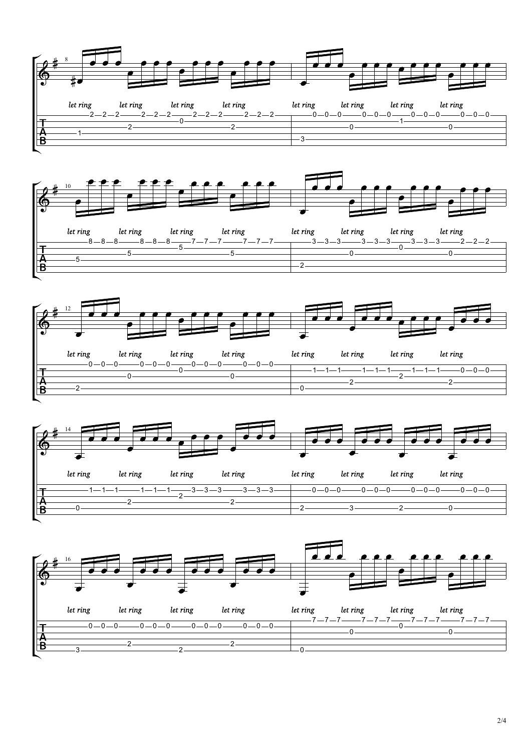```
     8
     let ring    let ring    let ring    let ring   |  let ring    let ring    let ring    let ring
e|------2-2-2-------2-2-2-------2-2-2-------2-2-2---|--------0-0-0-------0-0-0-------0-0-0-------0-0-0---|
B|-----------------------0--------------------------|----------------------------1----------------------|
G|-----------------2-----------------------2--------|----------------0-----------------------0----------|
D|---1----------------------------------------------|---------------------------------------------------|
A|--------------------------------------------------|---3-----------------------------------------------|
E|--------------------------------------------------|---------------------------------------------------|
```

```
     10
     let ring    let ring    let ring    let ring   |  let ring    let ring    let ring    let ring
e|------8-8-8-------8-8-8-------7-7-7-------7-7-7---|--------3-3-3-------3-3-3-------3-3-3-------2-2-2---|
B|-----------------------5--------------------------|----------------------------0----------------------|
G|-----------------5-----------------------5--------|----------------0-----------------------0----------|
D|---5----------------------------------------------|---------------------------------------------------|
A|--------------------------------------------------|---2-----------------------------------------------|
E|--------------------------------------------------|---------------------------------------------------|
```

```
     12
     let ring    let ring    let ring    let ring   |  let ring    let ring    let ring    let ring
e|------0-0-0-------0-0-0-------0-0-0-------0-0-0---|---------------------------------------------------|
B|-----------------------0--------------------------|--------1-1-1-------1-1-1-------1-1-1-------0-0-0---|
G|-----------------0-----------------------0--------|----------------------------2----------------------|
D|--------------------------------------------------|----------------2-----------------------2----------|
A|---2----------------------------------------------|---0-----------------------------------------------|
E|--------------------------------------------------|---------------------------------------------------|
```

```
     14
     let ring    let ring    let ring    let ring   |  let ring    let ring    let ring    let ring
e|--------------------------------------------------|---------------------------------------------------|
B|------1-1-1-------1-1-1-------3-3-3-------3-3-3---|--------0-0-0-------0-0-0-------0-0-0-------0-0-0---|
G|-----------------------2--------------------------|---------------------------------------------------|
D|-----------------2-----------------------2--------|---------------------------------------------------|
A|---0----------------------------------------------|---2-----------3-----------2-----------0-----------|
E|--------------------------------------------------|---------------------------------------------------|
```

```
     16
     let ring    let ring    let ring    let ring   |  let ring    let ring    let ring    let ring
e|--------------------------------------------------|--------7-7-7-------7-7-7-------7-7-7-------7-7-7---|
B|------0-0-0-------0-0-0-------0-0-0-------0-0-0---|----------------------------0----------------------|
G|--------------------------------------------------|----------------0-----------------------0----------|
D|--------------------------------------------------|---------------------------------------------------|
A|-----------------2-----------------------2--------|---------------------------------------------------|
E|---3-----------------------2----------------------|---0-----------------------------------------------|
```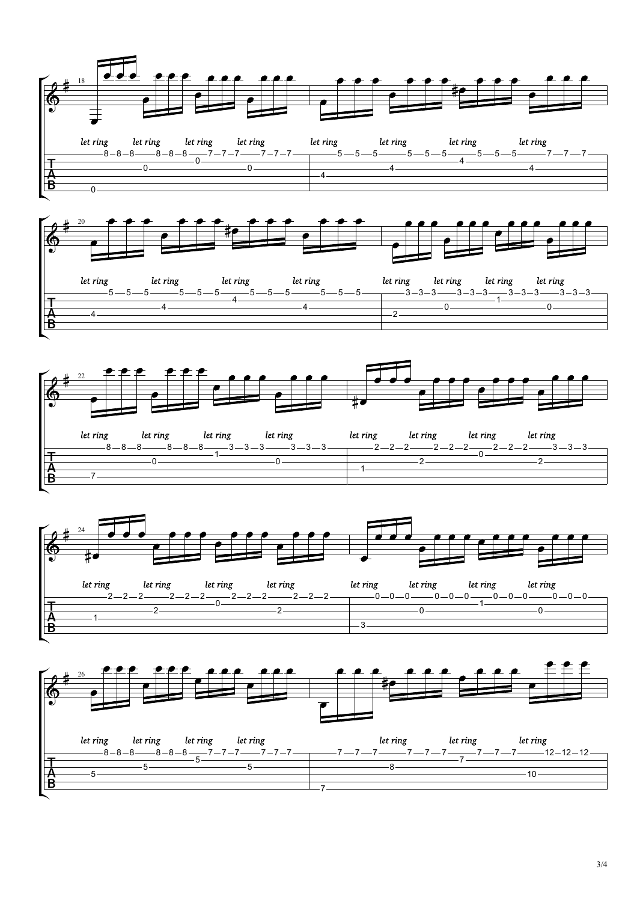18

*let ring* (each beat)

```
e|---8--8--8-----8--8--8-----7--7--7-----7--7--7--|---5--5--5-----5--5--5-----5--5--5-----7--7--7--|
B|------------------------0-----------------------|------------------------4-----------------------|
G|------------0-----------------------0-----------|------------4-----------------------4-----------|
D|------------------------------------------------|4-----------------------------------------------|
A|------------------------------------------------|------------------------------------------------|
E|0-----------------------------------------------|------------------------------------------------|
```

20

*let ring* (each beat)

```
e|---5--5--5-----5--5--5-----5--5--5-----5--5--5--|---3--3--3-----3--3--3-----3--3--3-----3--3--3--|
B|------------------------4-----------------------|------------------------1-----------------------|
G|------------4-----------------------4-----------|------------0-----------------------0-----------|
D|4-----------------------------------------------|2-----------------------------------------------|
A|------------------------------------------------|------------------------------------------------|
E|------------------------------------------------|------------------------------------------------|
```

22

*let ring* (each beat)

```
e|---8--8--8-----8--8--8-----3--3--3-----3--3--3--|---2--2--2-----2--2--2-----2--2--2-----3--3--3--|
B|------------------------1-----------------------|------------------------0-----------------------|
G|------------0-----------------------0-----------|------------2-----------------------2-----------|
D|------------------------------------------------|1-----------------------------------------------|
A|7-----------------------------------------------|------------------------------------------------|
E|------------------------------------------------|------------------------------------------------|
```

24

*let ring* (each beat)

```
e|---2--2--2-----2--2--2-----2--2--2-----2--2--2--|---0--0--0-----0--0--0-----0--0--0-----0--0--0--|
B|------------------------0-----------------------|------------------------1-----------------------|
G|------------2-----------------------2-----------|------------0-----------------------0-----------|
D|1-----------------------------------------------|------------------------------------------------|
A|------------------------------------------------|3-----------------------------------------------|
E|------------------------------------------------|------------------------------------------------|
```

26

*let ring* (each beat)

```
e|---8--8--8-----8--8--8-----7--7--7-----7--7--7--|---7--7--7-----7--7--7-----7--7--7-----12-12-12-|
B|------------------------5-----------------------|------------------------7-----------------------|
G|------------5-----------------------5-----------|------------8-----------------------------------|
D|5-----------------------------------------------|------------------------------------10----------|
A|------------------------------------------------|------------------------------------------------|
E|------------------------------------------------|7-----------------------------------------------|
```